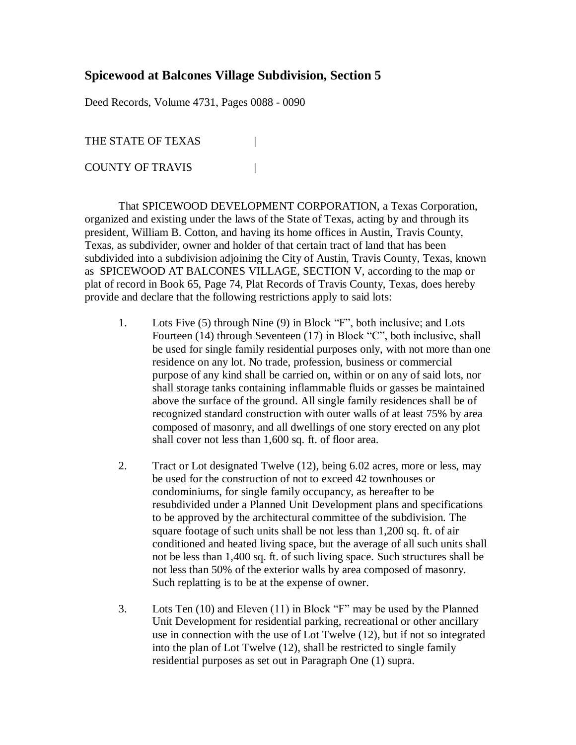## Spicewood at Balcones Village Subdivision, Section 5

Deed Records, Volume 4731, Pages 0088 - 0090

THE STATE OF TEXAS |

COUNTY OF TRAVIS |

That SPICEWOOD DEVELOPMENT CORPORATION, a Texas Corporation, organized and existing under the laws of the State of Texas, acting by and through its president, William B. Cotton, and having its home offices in Austin, Travis County, Texas, as subdivider, owner and holder of that certain tract of land that has been subdivided into a subdivision adjoining the City of Austin, Travis County, Texas, known as SPICEWOOD AT BALCONES VILLAGE, SECTION V, according to the map or plat of record in Book 65, Page 74, Plat Records of Travis County, Texas, does hereby provide and declare that the following restrictions apply to said lots:

1. Lots Five (5) through Nine (9) in Block "F", both inclusive; and Lots Fourteen (14) through Seventeen (17) in Block "C", both inclusive, shall be used for single family residential purposes only, with not more than one residence on any lot. No trade, profession, business or commercial purpose of any kind shall be carried on, within or on any of said lots, nor shall storage tanks containing inflammable fluids or gasses be maintained above the surface of the ground. All single family residences shall be of recognized standard construction with outer walls of at least 75% by area composed of masonry, and all dwellings of one story erected on any plot shall cover not less than 1,600 sq. ft. of floor area.

2. Tract or Lot designated Twelve (12), being 6.02 acres, more or less, may be used for the construction of not to exceed 42 townhouses or condominiums, for single family occupancy, as hereafter to be resubdivided under a Planned Unit Development plans and specifications to be approved by the architectural committee of the subdivision. The square footage of such units shall be not less than 1,200 sq. ft. of air conditioned and heated living space, but the average of all such units shall not be less than 1,400 sq. ft. of such living space. Such structures shall be not less than 50% of the exterior walls by area composed of masonry. Such replatting is to be at the expense of owner.

3. Lots Ten (10) and Eleven (11) in Block "F" may be used by the Planned Unit Development for residential parking, recreational or other ancillary use in connection with the use of Lot Twelve (12), but if not so integrated into the plan of Lot Twelve (12), shall be restricted to single family residential purposes as set out in Paragraph One (1) supra.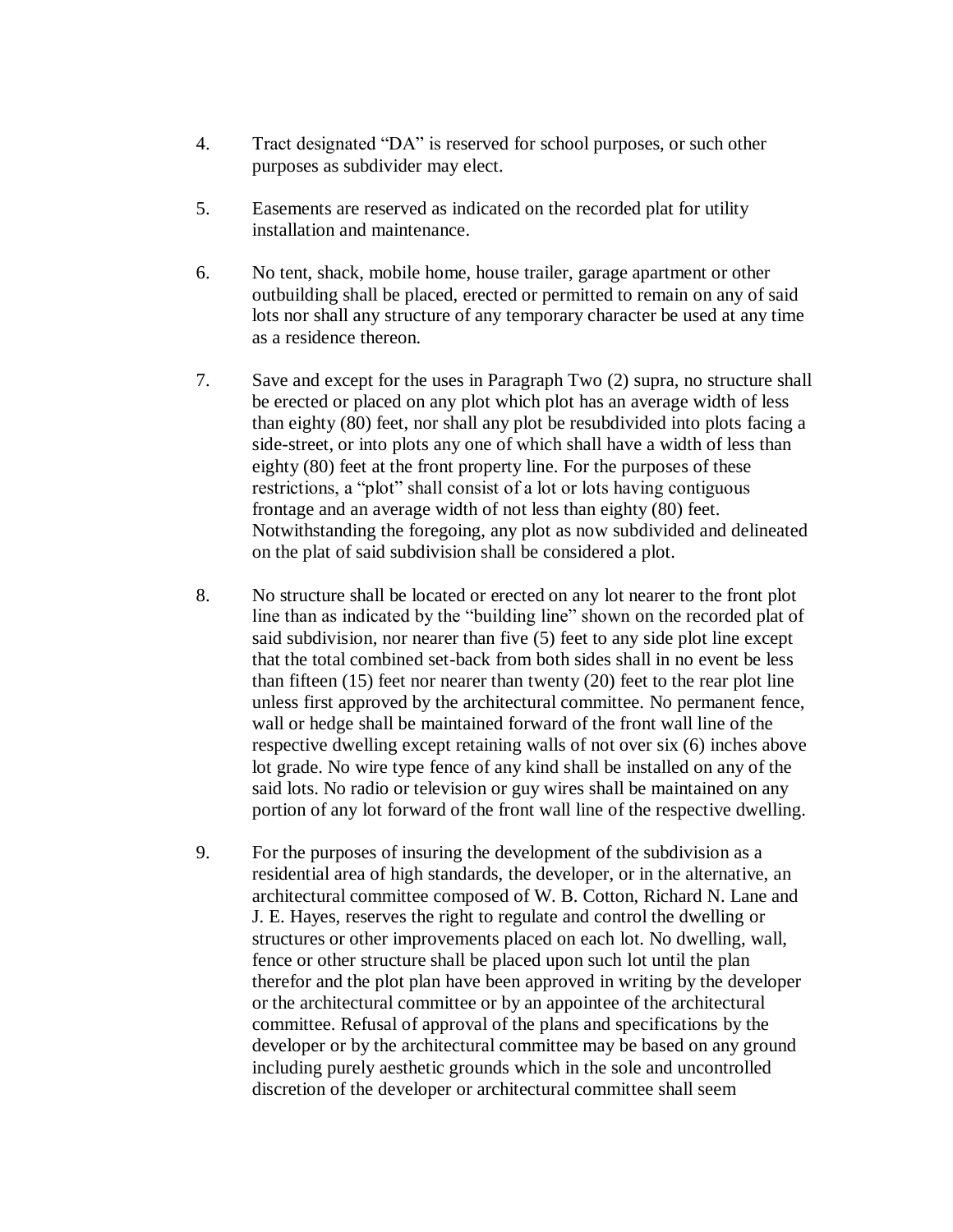4. Tract designated “DA” is reserved for school purposes, or such other purposes as subdivider may elect.

5. Easements are reserved as indicated on the recorded plat for utility installation and maintenance.

6. No tent, shack, mobile home, house trailer, garage apartment or other outbuilding shall be placed, erected or permitted to remain on any of said lots nor shall any structure of any temporary character be used at any time as a residence thereon.

7. Save and except for the uses in Paragraph Two (2) supra, no structure shall be erected or placed on any plot which plot has an average width of less than eighty (80) feet, nor shall any plot be resubdivided into plots facing a side-street, or into plots any one of which shall have a width of less than eighty (80) feet at the front property line. For the purposes of these restrictions, a “plot” shall consist of a lot or lots having contiguous frontage and an average width of not less than eighty (80) feet. Notwithstanding the foregoing, any plot as now subdivided and delineated on the plat of said subdivision shall be considered a plot.

8. No structure shall be located or erected on any lot nearer to the front plot line than as indicated by the “building line” shown on the recorded plat of said subdivision, nor nearer than five (5) feet to any side plot line except that the total combined set-back from both sides shall in no event be less than fifteen (15) feet nor nearer than twenty (20) feet to the rear plot line unless first approved by the architectural committee. No permanent fence, wall or hedge shall be maintained forward of the front wall line of the respective dwelling except retaining walls of not over six (6) inches above lot grade. No wire type fence of any kind shall be installed on any of the said lots. No radio or television or guy wires shall be maintained on any portion of any lot forward of the front wall line of the respective dwelling.

9. For the purposes of insuring the development of the subdivision as a residential area of high standards, the developer, or in the alternative, an architectural committee composed of W. B. Cotton, Richard N. Lane and J. E. Hayes, reserves the right to regulate and control the dwelling or structures or other improvements placed on each lot. No dwelling, wall, fence or other structure shall be placed upon such lot until the plan therefor and the plot plan have been approved in writing by the developer or the architectural committee or by an appointee of the architectural committee. Refusal of approval of the plans and specifications by the developer or by the architectural committee may be based on any ground including purely aesthetic grounds which in the sole and uncontrolled discretion of the developer or architectural committee shall seem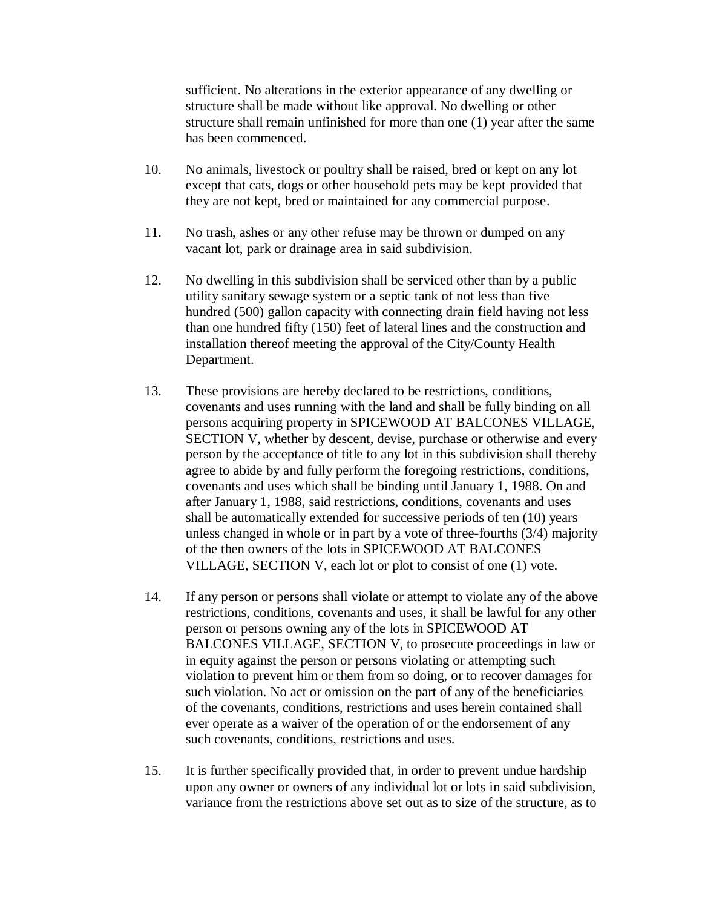sufficient. No alterations in the exterior appearance of any dwelling or structure shall be made without like approval. No dwelling or other structure shall remain unfinished for more than one (1) year after the same has been commenced.

10. No animals, livestock or poultry shall be raised, bred or kept on any lot except that cats, dogs or other household pets may be kept provided that they are not kept, bred or maintained for any commercial purpose.

11. No trash, ashes or any other refuse may be thrown or dumped on any vacant lot, park or drainage area in said subdivision.

12. No dwelling in this subdivision shall be serviced other than by a public utility sanitary sewage system or a septic tank of not less than five hundred (500) gallon capacity with connecting drain field having not less than one hundred fifty (150) feet of lateral lines and the construction and installation thereof meeting the approval of the City/County Health Department.

13. These provisions are hereby declared to be restrictions, conditions, covenants and uses running with the land and shall be fully binding on all persons acquiring property in SPICEWOOD AT BALCONES VILLAGE, SECTION V, whether by descent, devise, purchase or otherwise and every person by the acceptance of title to any lot in this subdivision shall thereby agree to abide by and fully perform the foregoing restrictions, conditions, covenants and uses which shall be binding until January 1, 1988. On and after January 1, 1988, said restrictions, conditions, covenants and uses shall be automatically extended for successive periods of ten (10) years unless changed in whole or in part by a vote of three-fourths (3/4) majority of the then owners of the lots in SPICEWOOD AT BALCONES VILLAGE, SECTION V, each lot or plot to consist of one (1) vote.

14. If any person or persons shall violate or attempt to violate any of the above restrictions, conditions, covenants and uses, it shall be lawful for any other person or persons owning any of the lots in SPICEWOOD AT BALCONES VILLAGE, SECTION V, to prosecute proceedings in law or in equity against the person or persons violating or attempting such violation to prevent him or them from so doing, or to recover damages for such violation. No act or omission on the part of any of the beneficiaries of the covenants, conditions, restrictions and uses herein contained shall ever operate as a waiver of the operation of or the endorsement of any such covenants, conditions, restrictions and uses.

15. It is further specifically provided that, in order to prevent undue hardship upon any owner or owners of any individual lot or lots in said subdivision, variance from the restrictions above set out as to size of the structure, as to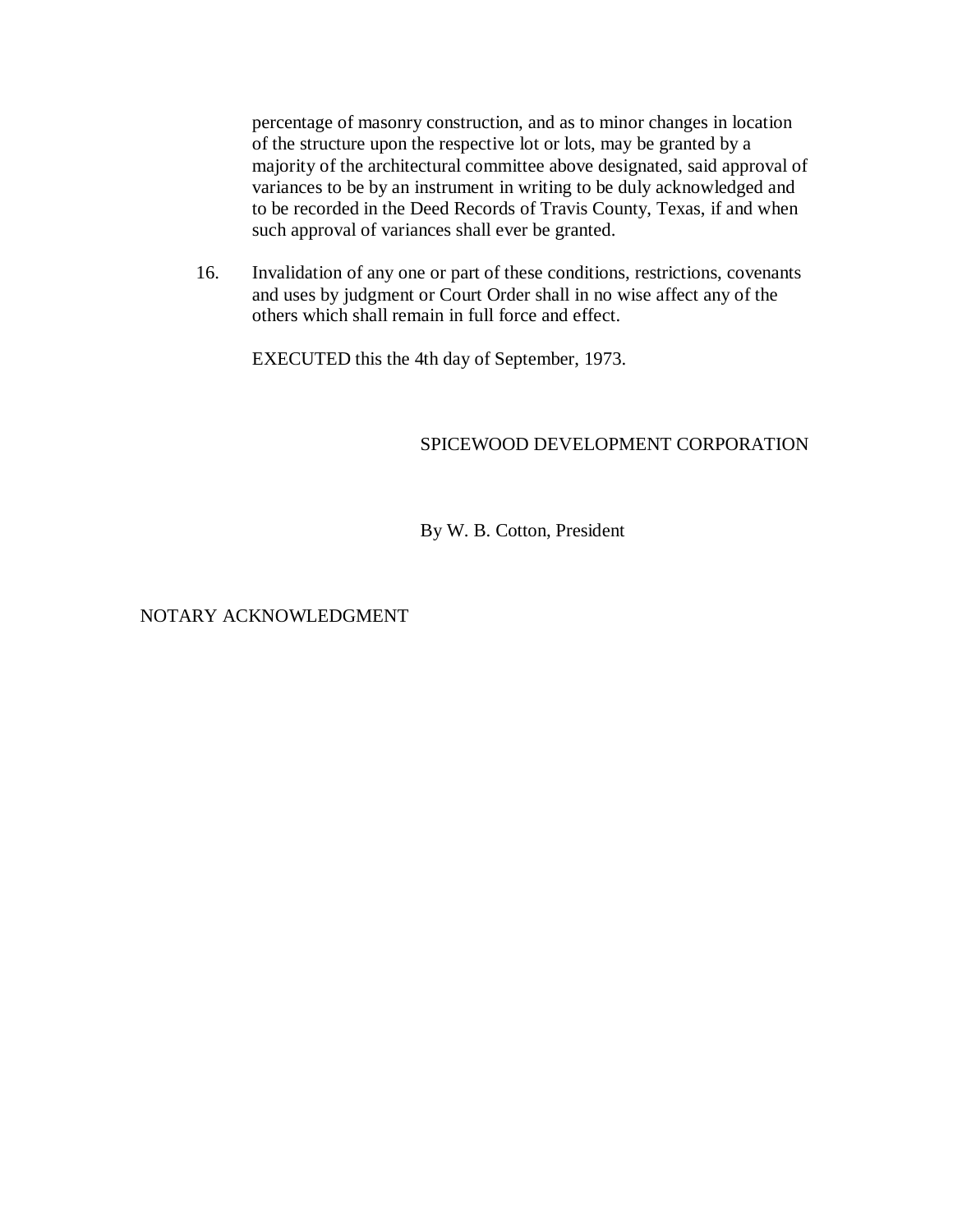percentage of masonry construction, and as to minor changes in location of the structure upon the respective lot or lots, may be granted by a majority of the architectural committee above designated, said approval of variances to be by an instrument in writing to be duly acknowledged and to be recorded in the Deed Records of Travis County, Texas, if and when such approval of variances shall ever be granted.

16. Invalidation of any one or part of these conditions, restrictions, covenants and uses by judgment or Court Order shall in no wise affect any of the others which shall remain in full force and effect.

EXECUTED this the 4th day of September, 1973.

SPICEWOOD DEVELOPMENT CORPORATION

By W. B. Cotton, President

NOTARY ACKNOWLEDGMENT